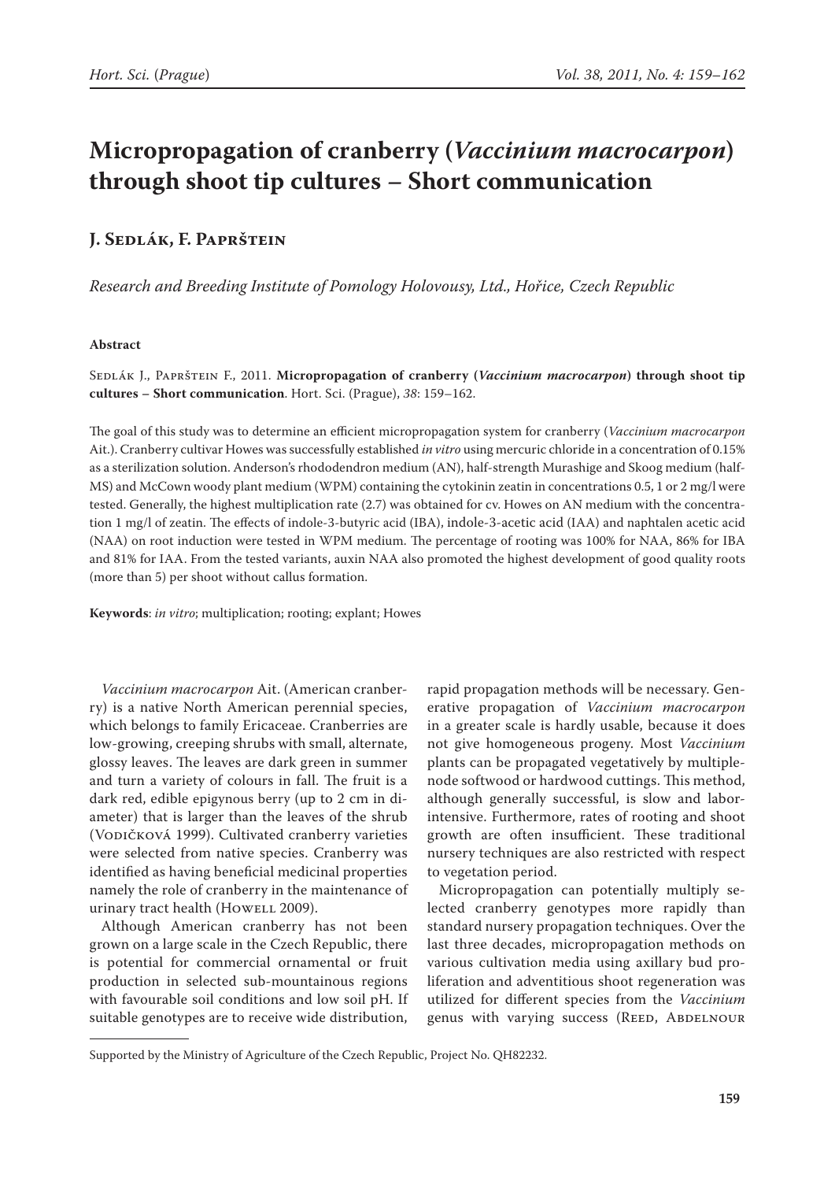# Micropropagation of cranberry (*Vaccinium macrocarpon*) through shoot tip cultures – Short communication

## J. Sedlák, F. Paprštein

*Research and Breeding Institute of Pomology Holovousy, Ltd., Hořice, Czech Republic*

**Abstract**

Sedlák J., Paprštein F., 2011. **Micropropagation of cranberry (*Vaccinium macrocarpon*) through shoot tip cultures – Short communication**. Hort. Sci. (Prague), *38*: 159–162.

The goal of this study was to determine an efficient micropropagation system for cranberry (*Vaccinium macrocarpon* Ait.). Cranberry cultivar Howes was successfully established *in vitro* using mercuric chloride in a concentration of 0.15% as a sterilization solution. Anderson's rhododendron medium (AN), half-strength Murashige and Skoog medium (half-MS) and McCown woody plant medium (WPM) containing the cytokinin zeatin in concentrations 0.5, 1 or 2 mg/l were tested. Generally, the highest multiplication rate (2.7) was obtained for cv. Howes on AN medium with the concentration 1 mg/l of zeatin. The effects of indole-3-butyric acid (IBA), indole-3-acetic acid (IAA) and naphtalen acetic acid (NAA) on root induction were tested in WPM medium. The percentage of rooting was 100% for NAA, 86% for IBA and 81% for IAA. From the tested variants, auxin NAA also promoted the highest development of good quality roots (more than 5) per shoot without callus formation.

**Keywords**: *in vitro*; multiplication; rooting; explant; Howes

*Vaccinium macrocarpon* Ait. (American cranberry) is a native North American perennial species, which belongs to family Ericaceae. Cranberries are low-growing, creeping shrubs with small, alternate, glossy leaves. The leaves are dark green in summer and turn a variety of colours in fall. The fruit is a dark red, edible epigynous berry (up to 2 cm in diameter) that is larger than the leaves of the shrub (Vodičková 1999). Cultivated cranberry varieties were selected from native species. Cranberry was identified as having beneficial medicinal properties namely the role of cranberry in the maintenance of urinary tract health (Howell 2009).

Although American cranberry has not been grown on a large scale in the Czech Republic, there is potential for commercial ornamental or fruit production in selected sub-mountainous regions with favourable soil conditions and low soil pH. If suitable genotypes are to receive wide distribution, rapid propagation methods will be necessary. Generative propagation of *Vaccinium macrocarpon* in a greater scale is hardly usable, because it does not give homogeneous progeny. Most *Vaccinium* plants can be propagated vegetatively by multiple-node softwood or hardwood cuttings. This method, although generally successful, is slow and labor-intensive. Furthermore, rates of rooting and shoot growth are often insufficient. These traditional nursery techniques are also restricted with respect to vegetation period.

Micropropagation can potentially multiply selected cranberry genotypes more rapidly than standard nursery propagation techniques. Over the last three decades, micropropagation methods on various cultivation media using axillary bud proliferation and adventitious shoot regeneration was utilized for different species from the *Vaccinium* genus with varying success (Reed, Abdelnour

Supported by the Ministry of Agriculture of the Czech Republic, Project No. QH82232.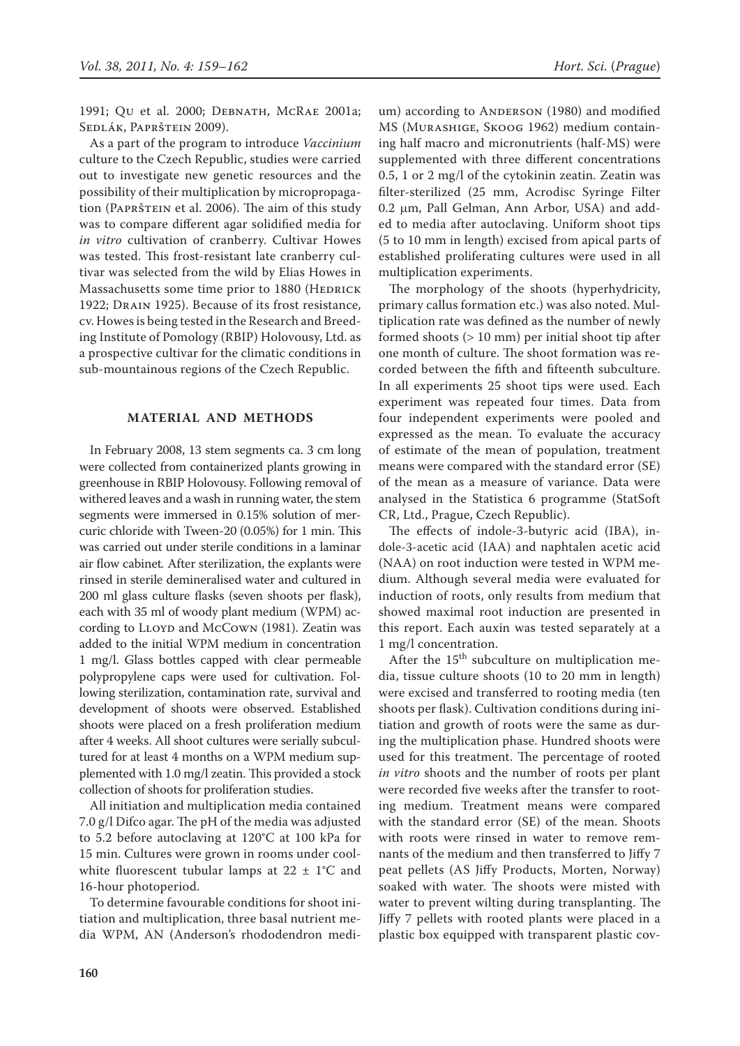1991; Qu et al. 2000; Debnath, McRae 2001a; Sedlák, Paprštein 2009).

As a part of the program to introduce *Vaccinium* culture to the Czech Republic, studies were carried out to investigate new genetic resources and the possibility of their multiplication by micropropagation (Paprštein et al. 2006). The aim of this study was to compare different agar solidified media for *in vitro* cultivation of cranberry. Cultivar Howes was tested. This frost-resistant late cranberry cultivar was selected from the wild by Elias Howes in Massachusetts some time prior to 1880 (Hedrick 1922; Drain 1925). Because of its frost resistance, cv. Howes is being tested in the Research and Breeding Institute of Pomology (RBIP) Holovousy, Ltd. as a prospective cultivar for the climatic conditions in sub-mountainous regions of the Czech Republic.

## MATERIAL AND METHODS

In February 2008, 13 stem segments ca. 3 cm long were collected from containerized plants growing in greenhouse in RBIP Holovousy. Following removal of withered leaves and a wash in running water, the stem segments were immersed in 0.15% solution of mercuric chloride with Tween-20 (0.05%) for 1 min. This was carried out under sterile conditions in a laminar air flow cabinet. After sterilization, the explants were rinsed in sterile demineralised water and cultured in 200 ml glass culture flasks (seven shoots per flask), each with 35 ml of woody plant medium (WPM) according to Lloyd and McCown (1981). Zeatin was added to the initial WPM medium in concentration 1 mg/l. Glass bottles capped with clear permeable polypropylene caps were used for cultivation. Following sterilization, contamination rate, survival and development of shoots were observed. Established shoots were placed on a fresh proliferation medium after 4 weeks. All shoot cultures were serially subcultured for at least 4 months on a WPM medium supplemented with 1.0 mg/l zeatin. This provided a stock collection of shoots for proliferation studies.

All initiation and multiplication media contained 7.0 g/l Difco agar. The pH of the media was adjusted to 5.2 before autoclaving at 120°C at 100 kPa for 15 min. Cultures were grown in rooms under cool-white fluorescent tubular lamps at 22 ± 1°C and 16-hour photoperiod.

To determine favourable conditions for shoot initiation and multiplication, three basal nutrient media WPM, AN (Anderson's rhododendron medium) according to Anderson (1980) and modified MS (Murashige, Skoog 1962) medium containing half macro and micronutrients (half-MS) were supplemented with three different concentrations 0.5, 1 or 2 mg/l of the cytokinin zeatin. Zeatin was filter-sterilized (25 mm, Acrodisc Syringe Filter 0.2 µm, Pall Gelman, Ann Arbor, USA) and added to media after autoclaving. Uniform shoot tips (5 to 10 mm in length) excised from apical parts of established proliferating cultures were used in all multiplication experiments.

The morphology of the shoots (hyperhydricity, primary callus formation etc.) was also noted. Multiplication rate was defined as the number of newly formed shoots (> 10 mm) per initial shoot tip after one month of culture. The shoot formation was recorded between the fifth and fifteenth subculture. In all experiments 25 shoot tips were used. Each experiment was repeated four times. Data from four independent experiments were pooled and expressed as the mean. To evaluate the accuracy of estimate of the mean of population, treatment means were compared with the standard error (SE) of the mean as a measure of variance. Data were analysed in the Statistica 6 programme (StatSoft CR, Ltd., Prague, Czech Republic).

The effects of indole-3-butyric acid (IBA), indole-3-acetic acid (IAA) and naphtalen acetic acid (NAA) on root induction were tested in WPM medium. Although several media were evaluated for induction of roots, only results from medium that showed maximal root induction are presented in this report. Each auxin was tested separately at a 1 mg/l concentration.

After the 15[th] subculture on multiplication media, tissue culture shoots (10 to 20 mm in length) were excised and transferred to rooting media (ten shoots per flask). Cultivation conditions during initiation and growth of roots were the same as during the multiplication phase. Hundred shoots were used for this treatment. The percentage of rooted *in vitro* shoots and the number of roots per plant were recorded five weeks after the transfer to rooting medium. Treatment means were compared with the standard error (SE) of the mean. Shoots with roots were rinsed in water to remove remnants of the medium and then transferred to Jiffy 7 peat pellets (AS Jiffy Products, Morten, Norway) soaked with water. The shoots were misted with water to prevent wilting during transplanting. The Jiffy 7 pellets with rooted plants were placed in a plastic box equipped with transparent plastic cov-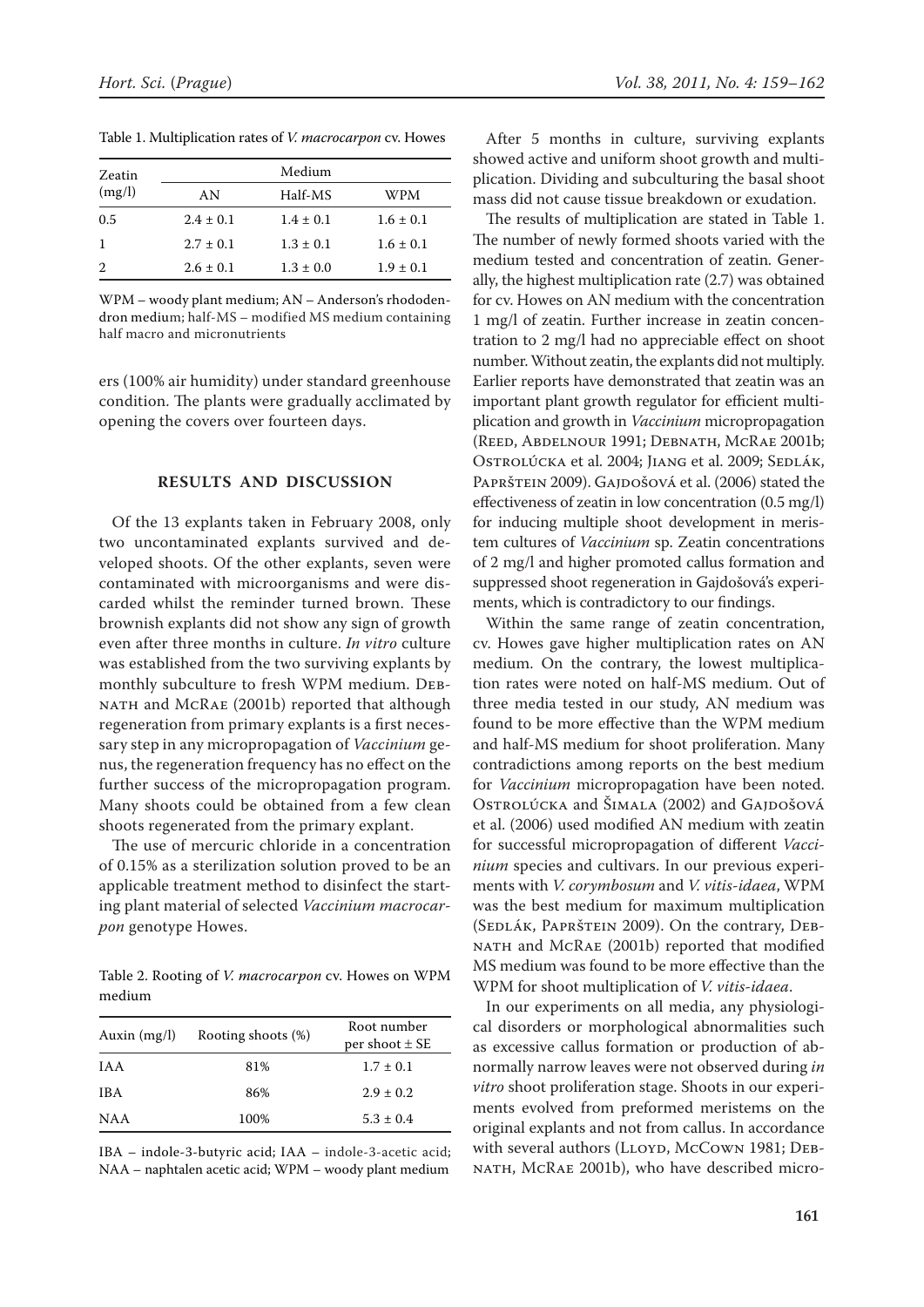Table 1. Multiplication rates of *V. macrocarpon* cv. Howes

| Zeatin (mg/l) | Medium | | |
|---|---|---|---|
| | AN | Half-MS | WPM |
| 0.5 | 2.4 ± 0.1 | 1.4 ± 0.1 | 1.6 ± 0.1 |
| 1 | 2.7 ± 0.1 | 1.3 ± 0.1 | 1.6 ± 0.1 |
| 2 | 2.6 ± 0.1 | 1.3 ± 0.0 | 1.9 ± 0.1 |

WPM – woody plant medium; AN – Anderson's rhododendron medium; half-MS – modified MS medium containing half macro and micronutrients

ers (100% air humidity) under standard greenhouse condition. The plants were gradually acclimated by opening the covers over fourteen days.

## RESULTS AND DISCUSSION

Of the 13 explants taken in February 2008, only two uncontaminated explants survived and developed shoots. Of the other explants, seven were contaminated with microorganisms and were discarded whilst the reminder turned brown. These brownish explants did not show any sign of growth even after three months in culture. *In vitro* culture was established from the two surviving explants by monthly subculture to fresh WPM medium. Debnath and McRae (2001b) reported that although regeneration from primary explants is a first necessary step in any micropropagation of *Vaccinium* genus, the regeneration frequency has no effect on the further success of the micropropagation program. Many shoots could be obtained from a few clean shoots regenerated from the primary explant.

The use of mercuric chloride in a concentration of 0.15% as a sterilization solution proved to be an applicable treatment method to disinfect the starting plant material of selected *Vaccinium macrocarpon* genotype Howes.

Table 2. Rooting of *V. macrocarpon* cv. Howes on WPM medium

| Auxin (mg/l) | Rooting shoots (%) | Root number per shoot ± SE |
|---|---|---|
| IAA | 81% | 1.7 ± 0.1 |
| IBA | 86% | 2.9 ± 0.2 |
| NAA | 100% | 5.3 ± 0.4 |

IBA – indole-3-butyric acid; IAA – indole-3-acetic acid; NAA – naphtalen acetic acid; WPM – woody plant medium

After 5 months in culture, surviving explants showed active and uniform shoot growth and multiplication. Dividing and subculturing the basal shoot mass did not cause tissue breakdown or exudation.

The results of multiplication are stated in Table 1. The number of newly formed shoots varied with the medium tested and concentration of zeatin. Generally, the highest multiplication rate (2.7) was obtained for cv. Howes on AN medium with the concentration 1 mg/l of zeatin. Further increase in zeatin concentration to 2 mg/l had no appreciable effect on shoot number. Without zeatin, the explants did not multiply. Earlier reports have demonstrated that zeatin was an important plant growth regulator for efficient multiplication and growth in *Vaccinium* micropropagation (Reed, Abdelnour 1991; Debnath, McRae 2001b; Ostrolúcka et al. 2004; Jiang et al. 2009; Sedlák, Paprštein 2009). Gajdošová et al. (2006) stated the effectiveness of zeatin in low concentration (0.5 mg/l) for inducing multiple shoot development in meristem cultures of *Vaccinium* sp. Zeatin concentrations of 2 mg/l and higher promoted callus formation and suppressed shoot regeneration in Gajdošová's experiments, which is contradictory to our findings.

Within the same range of zeatin concentration, cv. Howes gave higher multiplication rates on AN medium. On the contrary, the lowest multiplication rates were noted on half-MS medium. Out of three media tested in our study, AN medium was found to be more effective than the WPM medium and half-MS medium for shoot proliferation. Many contradictions among reports on the best medium for *Vaccinium* micropropagation have been noted. Ostrolúcka and Šimala (2002) and Gajdošová et al. (2006) used modified AN medium with zeatin for successful micropropagation of different *Vaccinium* species and cultivars. In our previous experiments with *V. corymbosum* and *V. vitis-idaea*, WPM was the best medium for maximum multiplication (Sedlák, Paprštein 2009). On the contrary, Debnath and McRae (2001b) reported that modified MS medium was found to be more effective than the WPM for shoot multiplication of *V. vitis-idaea*.

In our experiments on all media, any physiological disorders or morphological abnormalities such as excessive callus formation or production of abnormally narrow leaves were not observed during *in vitro* shoot proliferation stage. Shoots in our experiments evolved from preformed meristems on the original explants and not from callus. In accordance with several authors (Lloyd, McCown 1981; Debnath, McRae 2001b), who have described micro-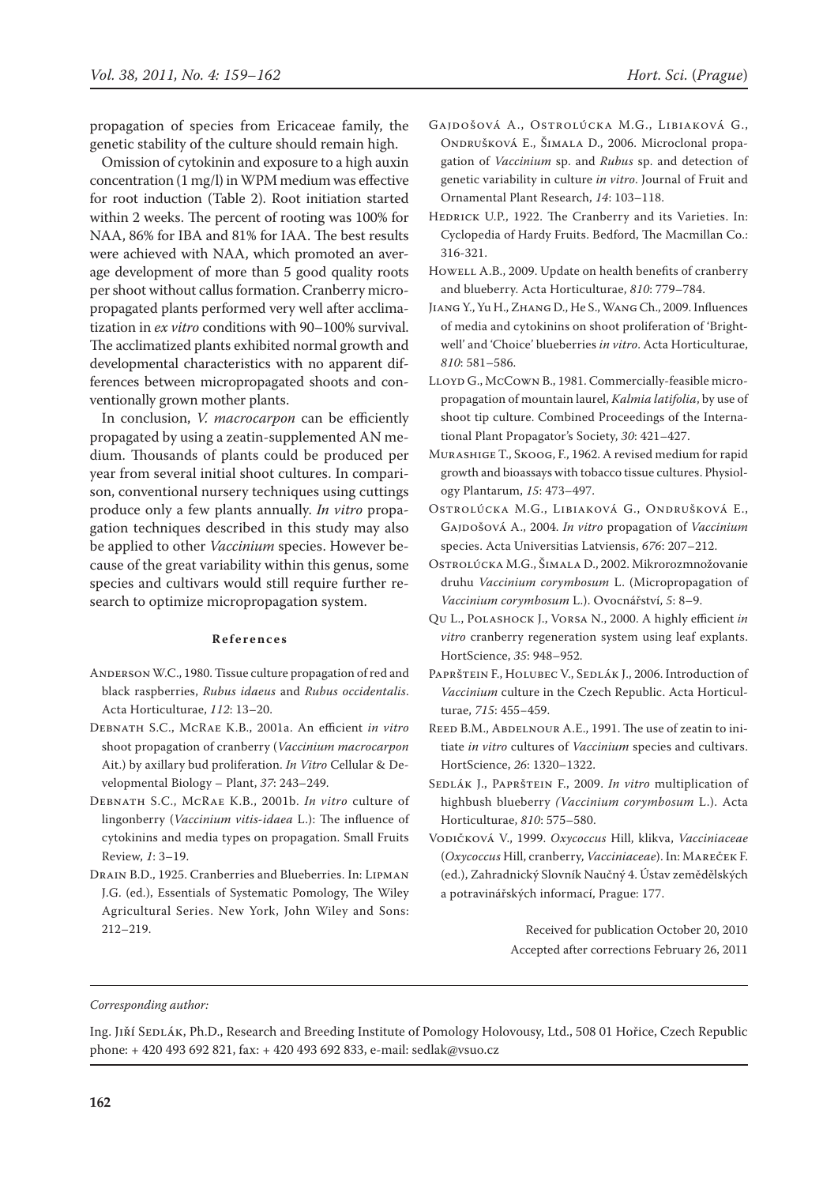propagation of species from Ericaceae family, the genetic stability of the culture should remain high.

Omission of cytokinin and exposure to a high auxin concentration (1 mg/l) in WPM medium was effective for root induction (Table 2). Root initiation started within 2 weeks. The percent of rooting was 100% for NAA, 86% for IBA and 81% for IAA. The best results were achieved with NAA, which promoted an average development of more than 5 good quality roots per shoot without callus formation. Cranberry micropropagated plants performed very well after acclimatization in *ex vitro* conditions with 90–100% survival. The acclimatized plants exhibited normal growth and developmental characteristics with no apparent differences between micropropagated shoots and conventionally grown mother plants.

In conclusion, *V. macrocarpon* can be efficiently propagated by using a zeatin-supplemented AN medium. Thousands of plants could be produced per year from several initial shoot cultures. In comparison, conventional nursery techniques using cuttings produce only a few plants annually. *In vitro* propagation techniques described in this study may also be applied to other *Vaccinium* species. However because of the great variability within this genus, some species and cultivars would still require further research to optimize micropropagation system.

## References

Anderson W.C., 1980. Tissue culture propagation of red and black raspberries, *Rubus idaeus* and *Rubus occidentalis*. Acta Horticulturae, *112*: 13–20.

Debnath S.C., McRae K.B., 2001a. An efficient *in vitro* shoot propagation of cranberry (*Vaccinium macrocarpon* Ait.) by axillary bud proliferation. *In Vitro* Cellular & Developmental Biology – Plant, *37*: 243–249.

Debnath S.C., McRae K.B., 2001b. *In vitro* culture of lingonberry (*Vaccinium vitis-idaea* L.): The influence of cytokinins and media types on propagation. Small Fruits Review, *1*: 3–19.

Drain B.D., 1925. Cranberries and Blueberries. In: Lipman J.G. (ed.), Essentials of Systematic Pomology, The Wiley Agricultural Series. New York, John Wiley and Sons: 212–219.

Gajdošová A., Ostrolúcka M.G., Libiaková G., Ondrušková E., Šimala D., 2006. Microclonal propagation of *Vaccinium* sp. and *Rubus* sp. and detection of genetic variability in culture *in vitro*. Journal of Fruit and Ornamental Plant Research, *14*: 103–118.

Hedrick U.P., 1922. The Cranberry and its Varieties. In: Cyclopedia of Hardy Fruits. Bedford, The Macmillan Co.: 316-321.

Howell A.B., 2009. Update on health benefits of cranberry and blueberry. Acta Horticulturae, *810*: 779–784.

Jiang Y., Yu H., Zhang D., He S., Wang Ch., 2009. Influences of media and cytokinins on shoot proliferation of 'Brightwell' and 'Choice' blueberries *in vitro*. Acta Horticulturae, *810*: 581–586.

Lloyd G., McCown B., 1981. Commercially-feasible micropropagation of mountain laurel, *Kalmia latifolia*, by use of shoot tip culture. Combined Proceedings of the International Plant Propagator's Society, *30*: 421–427.

Murashige T., Skoog, F., 1962. A revised medium for rapid growth and bioassays with tobacco tissue cultures. Physiology Plantarum, *15*: 473–497.

Ostrolúcka M.G., Libiaková G., Ondrušková E., Gajdošová A., 2004. *In vitro* propagation of *Vaccinium* species. Acta Universitias Latviensis, *676*: 207–212.

Ostrolúcka M.G., Šimala D., 2002. Mikrorozmnožovanie druhu *Vaccinium corymbosum* L. (Micropropagation of *Vaccinium corymbosum* L.). Ovocnářství, *5*: 8–9.

Qu L., Polashock J., Vorsa N., 2000. A highly efficient *in vitro* cranberry regeneration system using leaf explants. HortScience, *35*: 948–952.

Paprštein F., Holubec V., Sedlák J., 2006. Introduction of *Vaccinium* culture in the Czech Republic. Acta Horticulturae, *715*: 455–459.

Reed B.M., Abdelnour A.E., 1991. The use of zeatin to initiate *in vitro* cultures of *Vaccinium* species and cultivars. HortScience, *26*: 1320–1322.

Sedlák J., Paprštein F., 2009. *In vitro* multiplication of highbush blueberry *(Vaccinium corymbosum* L.). Acta Horticulturae, *810*: 575–580.

Vodičková V., 1999. *Oxycoccus* Hill, klikva, *Vacciniaceae* (*Oxycoccus* Hill, cranberry, *Vacciniaceae*). In: Mareček F. (ed.), Zahradnický Slovník Naučný 4. Ústav zemědělských a potravinářských informací, Prague: 177.

Received for publication October 20, 2010
Accepted after corrections February 26, 2011

*Corresponding author:*

Ing. Jiří Sedlák, Ph.D., Research and Breeding Institute of Pomology Holovousy, Ltd., 508 01 Hořice, Czech Republic
phone: + 420 493 692 821, fax: + 420 493 692 833, e-mail: sedlak@vsuo.cz